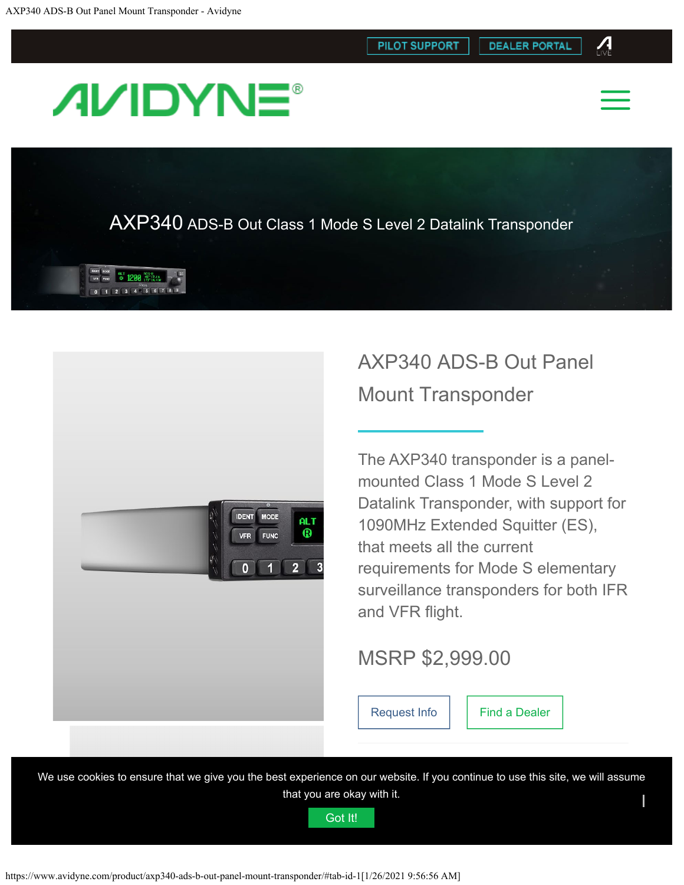PILOT SUPPORT | DEALER PORTAL

# AXP340 ADS-B Out Class 1 Mode S Level 2 Datalink Transponder

## AXP340 ADS-B Out Panel Mount Transponder

The AXP340 transponder is a panel-mounted Class 1 Mode S Level 2 Datalink Transponder, with support for 1090MHz Extended Squitter (ES), that meets all the current requirements for Mode S elementary surveillance transponders for both IFR and VFR flight.

MSRP $2,999.00

Request Info | Find a Dealer

We use cookies to ensure that we give you the best experience on our website. If you continue to use this site, we will assume that you are okay with it.

Got It!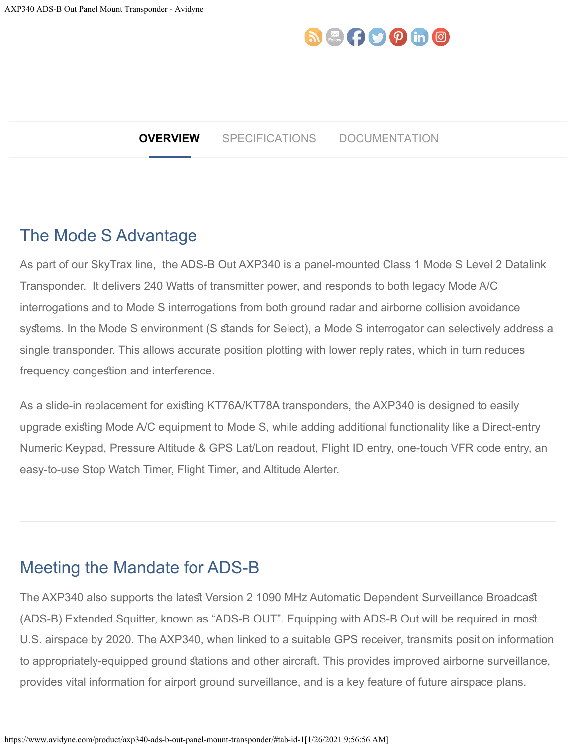OVERVIEW SPECIFICATIONS DOCUMENTATION

## The Mode S Advantage

As part of our SkyTrax line, the ADS-B Out AXP340 is a panel-mounted Class 1 Mode S Level 2 Datalink Transponder. It delivers 240 Watts of transmitter power, and responds to both legacy Mode A/C interrogations and to Mode S interrogations from both ground radar and airborne collision avoidance systems. In the Mode S environment (S stands for Select), a Mode S interrogator can selectively address a single transponder. This allows accurate position plotting with lower reply rates, which in turn reduces frequency congestion and interference.

As a slide-in replacement for existing KT76A/KT78A transponders, the AXP340 is designed to easily upgrade existing Mode A/C equipment to Mode S, while adding additional functionality like a Direct-entry Numeric Keypad, Pressure Altitude & GPS Lat/Lon readout, Flight ID entry, one-touch VFR code entry, an easy-to-use Stop Watch Timer, Flight Timer, and Altitude Alerter.

## Meeting the Mandate for ADS-B

The AXP340 also supports the latest Version 2 1090 MHz Automatic Dependent Surveillance Broadcast (ADS-B) Extended Squitter, known as "ADS-B OUT". Equipping with ADS-B Out will be required in most U.S. airspace by 2020. The AXP340, when linked to a suitable GPS receiver, transmits position information to appropriately-equipped ground stations and other aircraft. This provides improved airborne surveillance, provides vital information for airport ground surveillance, and is a key feature of future airspace plans.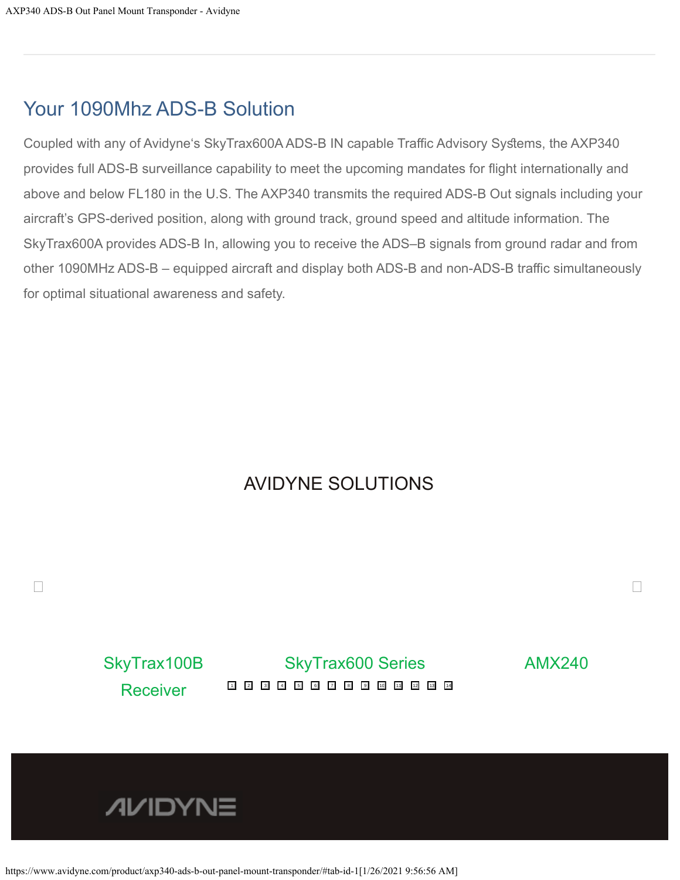## Your 1090Mhz ADS-B Solution

Coupled with any of Avidyne's SkyTrax600A ADS-B IN capable Traffic Advisory Systems, the AXP340 provides full ADS-B surveillance capability to meet the upcoming mandates for flight internationally and above and below FL180 in the U.S. The AXP340 transmits the required ADS-B Out signals including your aircraft's GPS-derived position, along with ground track, ground speed and altitude information. The SkyTrax600A provides ADS-B In, allowing you to receive the ADS–B signals from ground radar and from other 1090MHz ADS-B – equipped aircraft and display both ADS-B and non-ADS-B traffic simultaneously for optimal situational awareness and safety.

## AVIDYNE SOLUTIONS

SkyTrax100B Receiver

SkyTrax600 Series

AMX240

1 2 3 4 5 6 7 8 9 10 11 12 13 14

AVIDYNE